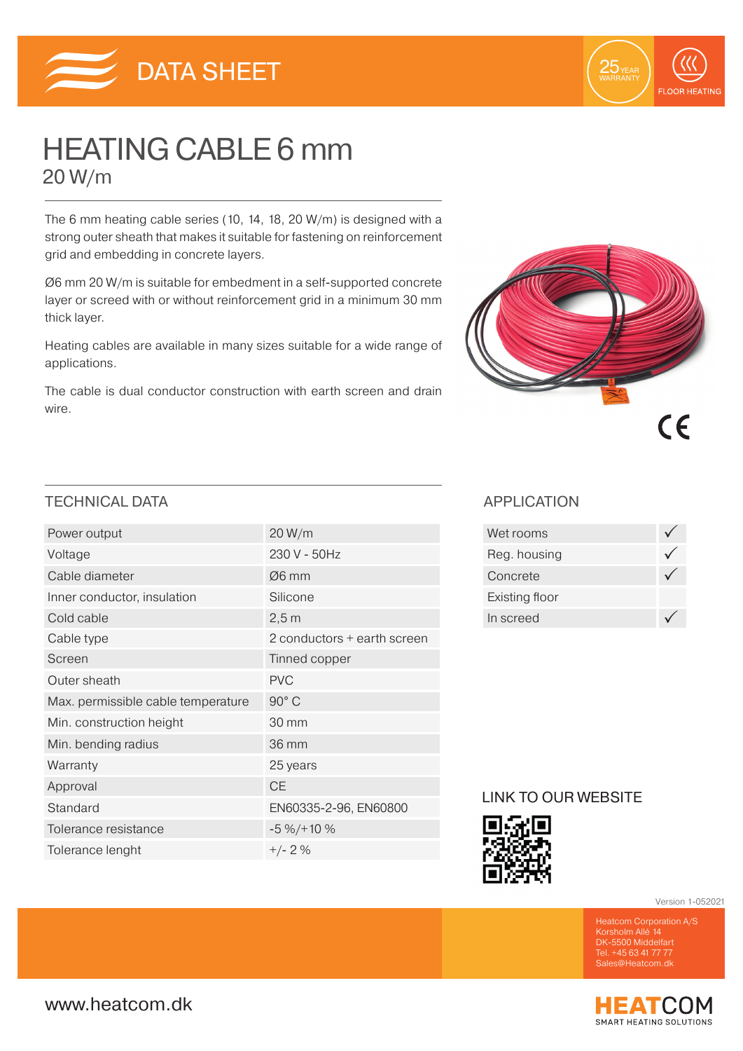DATA SHEET

25 YEAR WARRANTY

FLOOR HEATING

# HEATING CABLE 6 mm

## 20 W/m

The 6 mm heating cable series (10, 14, 18, 20 W/m) is designed with a strong outer sheath that makes it suitable for fastening on reinforcement grid and embedding in concrete layers.

Ø6 mm 20 W/m is suitable for embedment in a self-supported concrete layer or screed with or without reinforcement grid in a minimum 30 mm thick layer.

Heating cables are available in many sizes suitable for a wide range of applications.

The cable is dual conductor construction with earth screen and drain wire.

CE

## TECHNICAL DATA

| | |
|---|---|
| Power output | 20 W/m |
| Voltage | 230 V - 50Hz |
| Cable diameter | Ø6 mm |
| Inner conductor, insulation | Silicone |
| Cold cable | 2,5 m |
| Cable type | 2 conductors + earth screen |
| Screen | Tinned copper |
| Outer sheath | PVC |
| Max. permissible cable temperature | 90° C |
| Min. construction height | 30 mm |
| Min. bending radius | 36 mm |
| Warranty | 25 years |
| Approval | CE |
| Standard | EN60335-2-96, EN60800 |
| Tolerance resistance | -5 %/+10 % |
| Tolerance lenght | +/- 2 % |

## APPLICATION

| | |
|---|---|
| Wet rooms | ✓ |
| Reg. housing | ✓ |
| Concrete | ✓ |
| Existing floor | |
| In screed | ✓ |

## LINK TO OUR WEBSITE

Version 1-052021

Heatcom Corporation A/S
Korsholm Allé 14
DK-5500 Middelfart
Tel. +45 63 41 77 77
Sales@Heatcom.dk

www.heatcom.dk

HEATCOM
SMART HEATING SOLUTIONS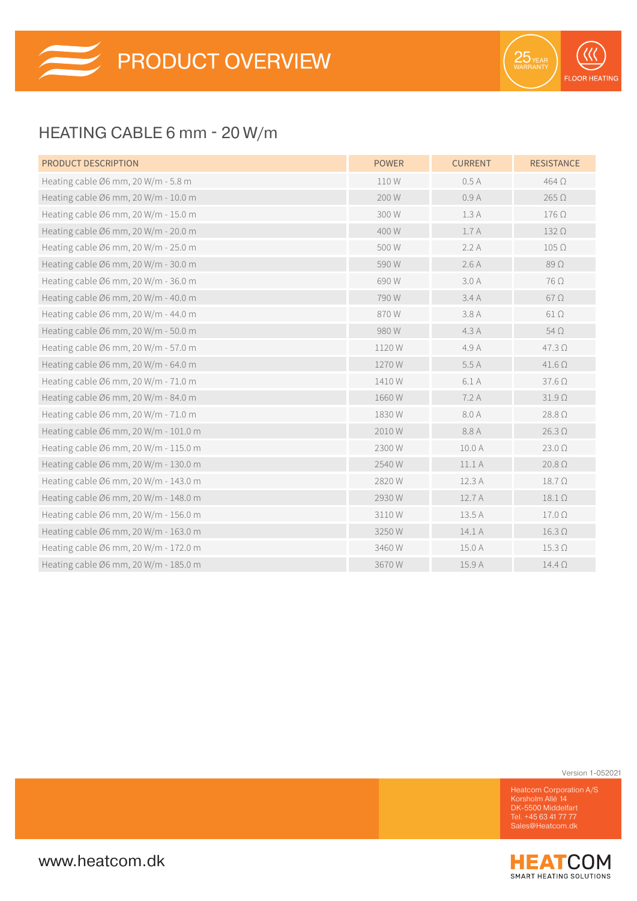# PRODUCT OVERVIEW

25 YEAR WARRANTY

FLOOR HEATING

## HEATING CABLE 6 mm - 20 W/m

| PRODUCT DESCRIPTION | POWER | CURRENT | RESISTANCE |
|---|---|---|---|
| Heating cable Ø6 mm, 20 W/m - 5.8 m | 110 W | 0.5 A | 464 Ω |
| Heating cable Ø6 mm, 20 W/m - 10.0 m | 200 W | 0.9 A | 265 Ω |
| Heating cable Ø6 mm, 20 W/m - 15.0 m | 300 W | 1.3 A | 176 Ω |
| Heating cable Ø6 mm, 20 W/m - 20.0 m | 400 W | 1.7 A | 132 Ω |
| Heating cable Ø6 mm, 20 W/m - 25.0 m | 500 W | 2.2 A | 105 Ω |
| Heating cable Ø6 mm, 20 W/m - 30.0 m | 590 W | 2.6 A | 89 Ω |
| Heating cable Ø6 mm, 20 W/m - 36.0 m | 690 W | 3.0 A | 76 Ω |
| Heating cable Ø6 mm, 20 W/m - 40.0 m | 790 W | 3.4 A | 67 Ω |
| Heating cable Ø6 mm, 20 W/m - 44.0 m | 870 W | 3.8 A | 61 Ω |
| Heating cable Ø6 mm, 20 W/m - 50.0 m | 980 W | 4.3 A | 54 Ω |
| Heating cable Ø6 mm, 20 W/m - 57.0 m | 1120 W | 4.9 A | 47.3 Ω |
| Heating cable Ø6 mm, 20 W/m - 64.0 m | 1270 W | 5.5 A | 41.6 Ω |
| Heating cable Ø6 mm, 20 W/m - 71.0 m | 1410 W | 6.1 A | 37.6 Ω |
| Heating cable Ø6 mm, 20 W/m - 84.0 m | 1660 W | 7.2 A | 31.9 Ω |
| Heating cable Ø6 mm, 20 W/m - 71.0 m | 1830 W | 8.0 A | 28.8 Ω |
| Heating cable Ø6 mm, 20 W/m - 101.0 m | 2010 W | 8.8 A | 26.3 Ω |
| Heating cable Ø6 mm, 20 W/m - 115.0 m | 2300 W | 10.0 A | 23.0 Ω |
| Heating cable Ø6 mm, 20 W/m - 130.0 m | 2540 W | 11.1 A | 20.8 Ω |
| Heating cable Ø6 mm, 20 W/m - 143.0 m | 2820 W | 12.3 A | 18.7 Ω |
| Heating cable Ø6 mm, 20 W/m - 148.0 m | 2930 W | 12.7 A | 18.1 Ω |
| Heating cable Ø6 mm, 20 W/m - 156.0 m | 3110 W | 13.5 A | 17.0 Ω |
| Heating cable Ø6 mm, 20 W/m - 163.0 m | 3250 W | 14.1 A | 16.3 Ω |
| Heating cable Ø6 mm, 20 W/m - 172.0 m | 3460 W | 15.0 A | 15.3 Ω |
| Heating cable Ø6 mm, 20 W/m - 185.0 m | 3670 W | 15.9 A | 14.4 Ω |

Version 1-052021

Heatcom Corporation A/S
Korsholm Allé 14
DK-5500 Middelfart
Tel. +45 63 41 77 77
Sales@Heatcom.dk

www.heatcom.dk

HEATCOM
SMART HEATING SOLUTIONS